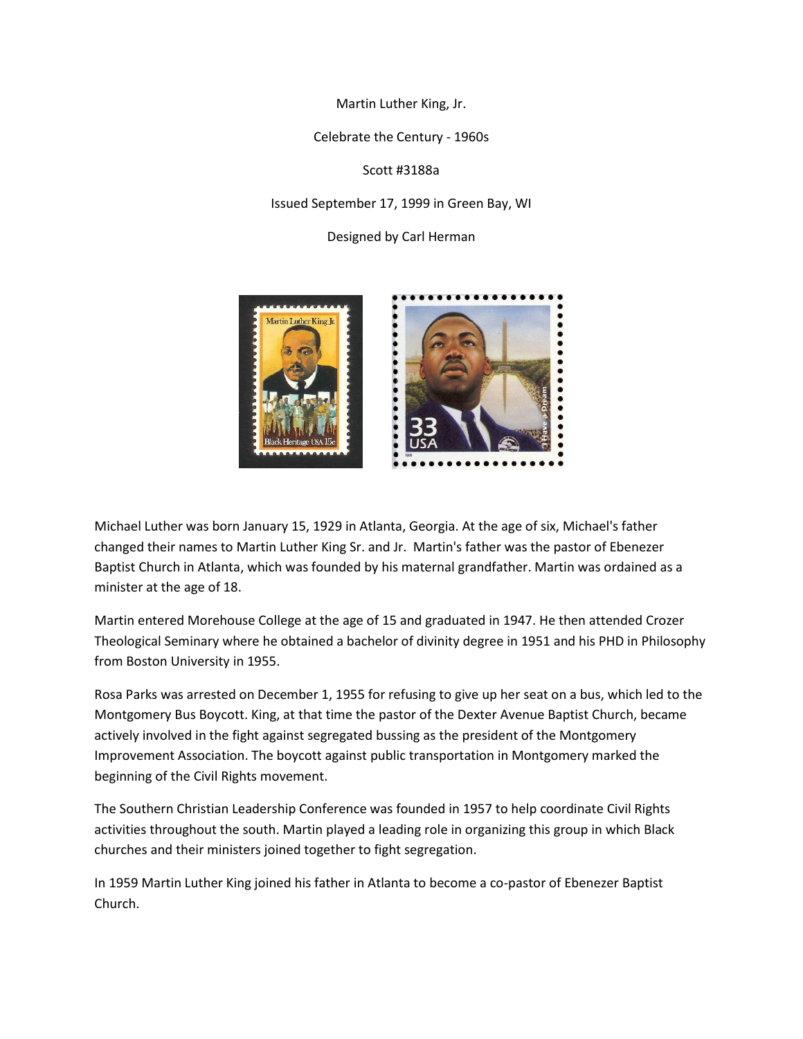Martin Luther King, Jr.

Celebrate the Century - 1960s

Scott #3188a

Issued September 17, 1999 in Green Bay, WI

Designed by Carl Herman

Michael Luther was born January 15, 1929 in Atlanta, Georgia. At the age of six, Michael's father changed their names to Martin Luther King Sr. and Jr. Martin's father was the pastor of Ebenezer Baptist Church in Atlanta, which was founded by his maternal grandfather. Martin was ordained as a minister at the age of 18.

Martin entered Morehouse College at the age of 15 and graduated in 1947. He then attended Crozer Theological Seminary where he obtained a bachelor of divinity degree in 1951 and his PHD in Philosophy from Boston University in 1955.

Rosa Parks was arrested on December 1, 1955 for refusing to give up her seat on a bus, which led to the Montgomery Bus Boycott. King, at that time the pastor of the Dexter Avenue Baptist Church, became actively involved in the fight against segregated bussing as the president of the Montgomery Improvement Association. The boycott against public transportation in Montgomery marked the beginning of the Civil Rights movement.

The Southern Christian Leadership Conference was founded in 1957 to help coordinate Civil Rights activities throughout the south. Martin played a leading role in organizing this group in which Black churches and their ministers joined together to fight segregation.

In 1959 Martin Luther King joined his father in Atlanta to become a co-pastor of Ebenezer Baptist Church.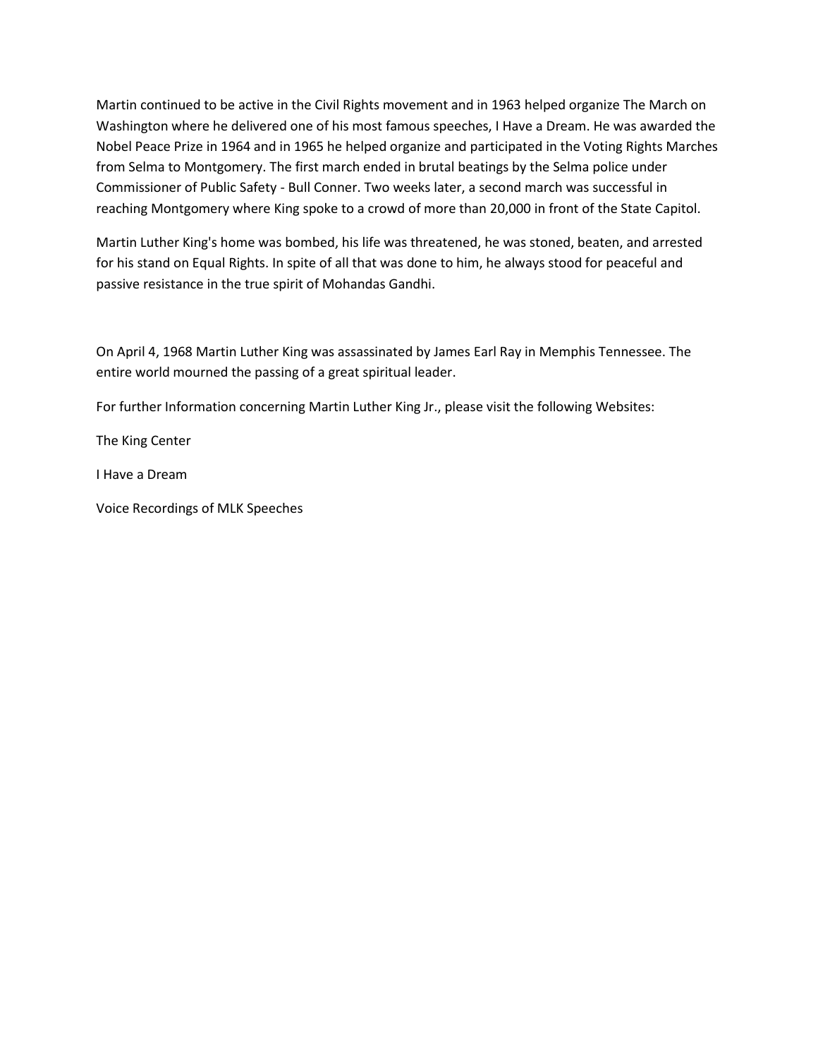Martin continued to be active in the Civil Rights movement and in 1963 helped organize The March on Washington where he delivered one of his most famous speeches, I Have a Dream. He was awarded the Nobel Peace Prize in 1964 and in 1965 he helped organize and participated in the Voting Rights Marches from Selma to Montgomery. The first march ended in brutal beatings by the Selma police under Commissioner of Public Safety - Bull Conner. Two weeks later, a second march was successful in reaching Montgomery where King spoke to a crowd of more than 20,000 in front of the State Capitol.

Martin Luther King's home was bombed, his life was threatened, he was stoned, beaten, and arrested for his stand on Equal Rights. In spite of all that was done to him, he always stood for peaceful and passive resistance in the true spirit of Mohandas Gandhi.

On April 4, 1968 Martin Luther King was assassinated by James Earl Ray in Memphis Tennessee. The entire world mourned the passing of a great spiritual leader.

For further Information concerning Martin Luther King Jr., please visit the following Websites:

The King Center

I Have a Dream

Voice Recordings of MLK Speeches